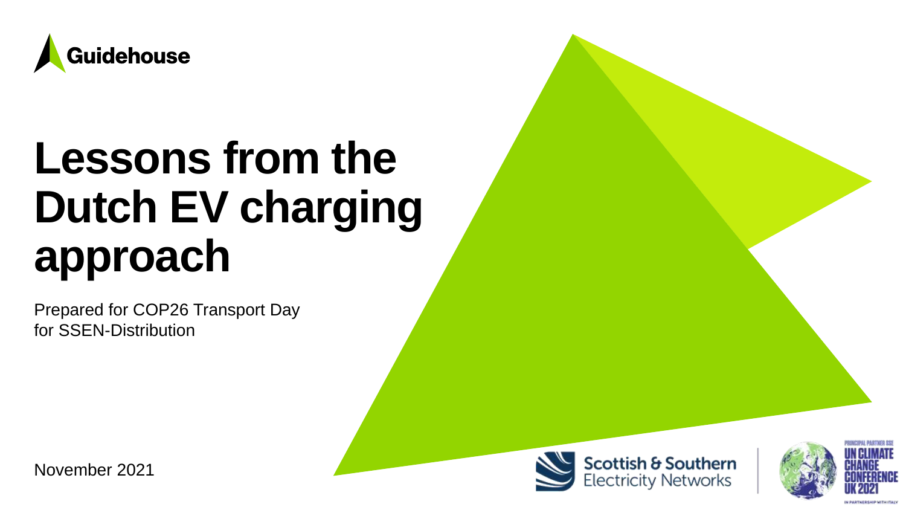Guidehouse

# Lessons from the Dutch EV charging approach

Prepared for COP26 Transport Day
for SSEN-Distribution

November 2021

Scottish & Southern Electricity Networks

PRINCIPAL PARTNER SSE
UN CLIMATE CHANGE CONFERENCE UK 2021
IN PARTNERSHIP WITH ITALY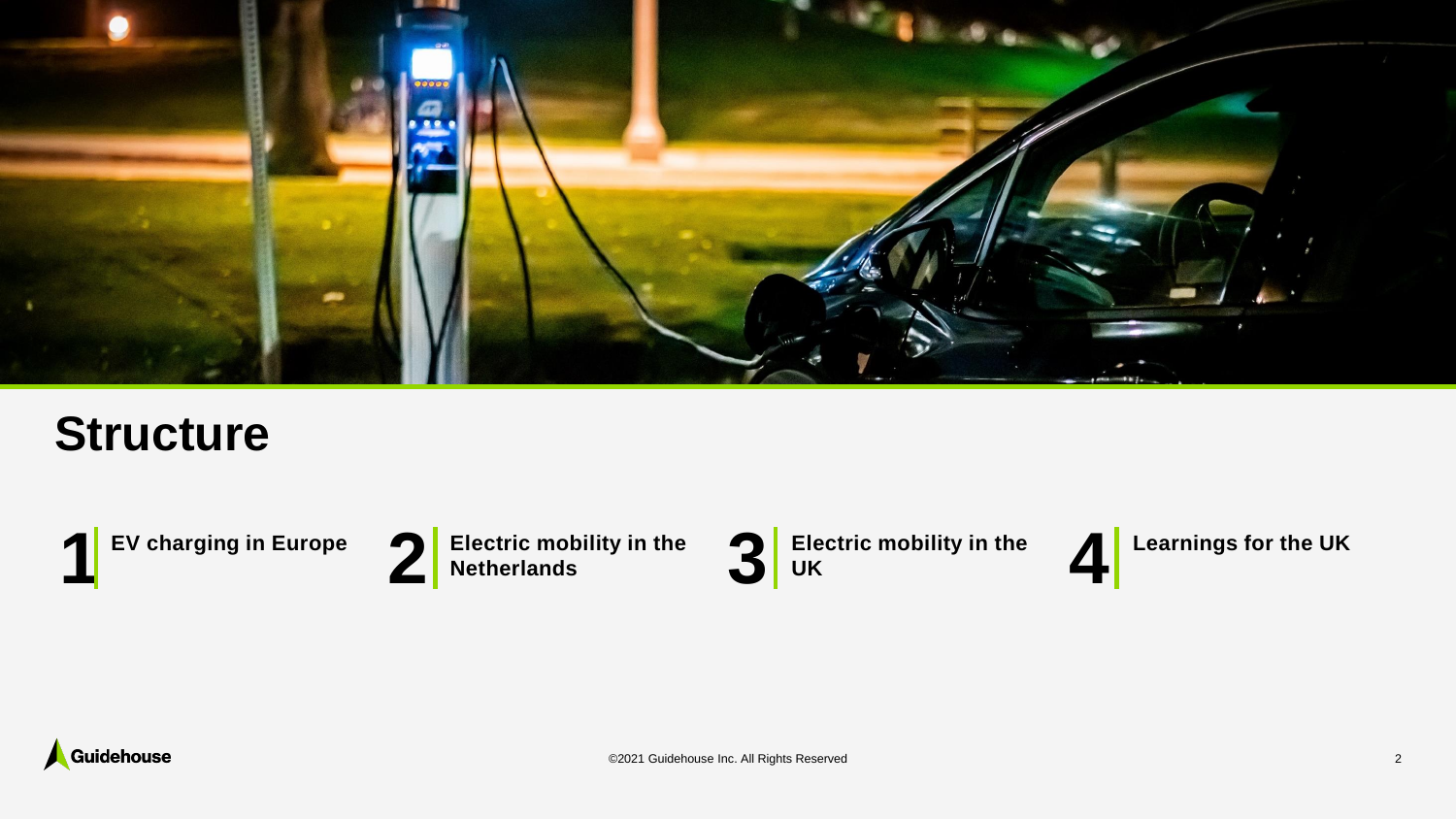# Structure

1. **EV charging in Europe**
2. **Electric mobility in the Netherlands**
3. **Electric mobility in the UK**
4. **Learnings for the UK**

©2021 Guidehouse Inc. All Rights Reserved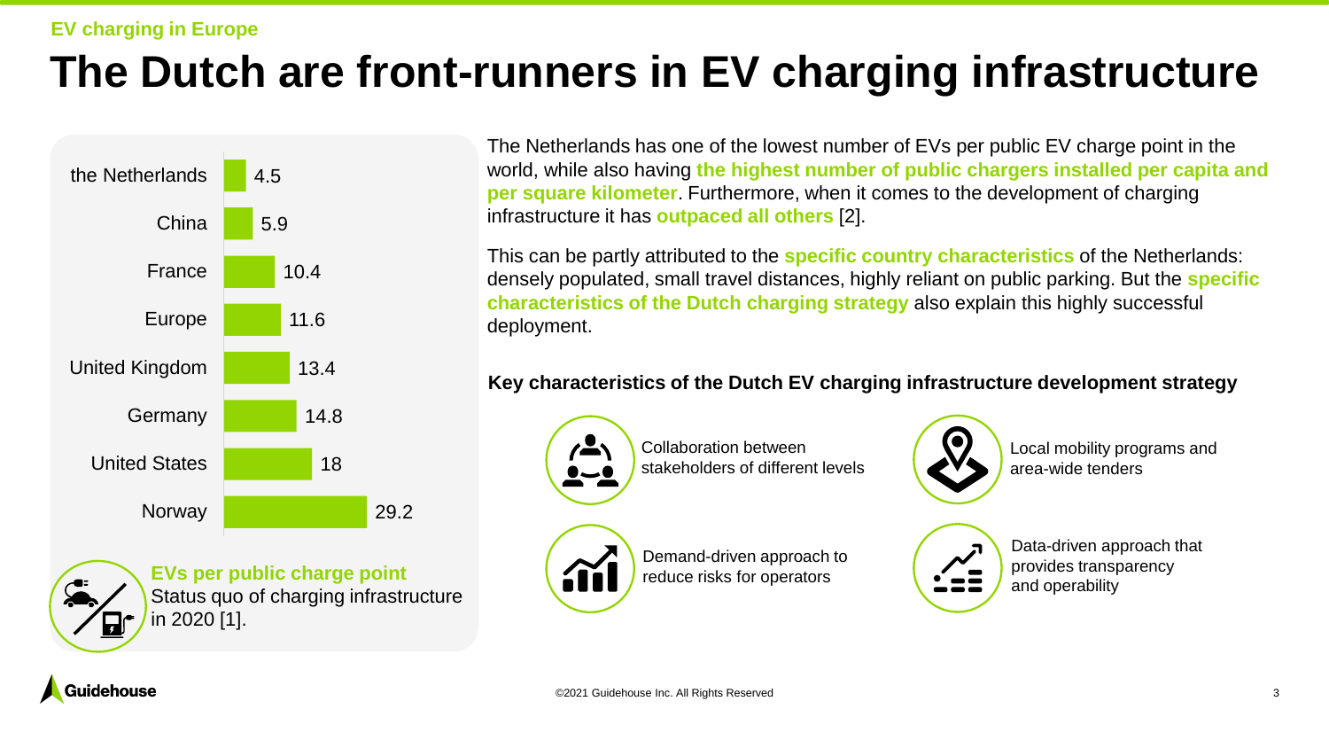EV charging in Europe

# The Dutch are front-runners in EV charging infrastructure

| Country | EVs per public charge point |
| --- | --- |
| the Netherlands | 4.5 |
| China | 5.9 |
| France | 10.4 |
| Europe | 11.6 |
| United Kingdom | 13.4 |
| Germany | 14.8 |
| United States | 18 |
| Norway | 29.2 |

**EVs per public charge point**
Status quo of charging infrastructure in 2020 [1].

The Netherlands has one of the lowest number of EVs per public EV charge point in the world, while also having **the highest number of public chargers installed per capita and per square kilometer**. Furthermore, when it comes to the development of charging infrastructure it has **outpaced all others** [2].

This can be partly attributed to the **specific country characteristics** of the Netherlands: densely populated, small travel distances, highly reliant on public parking. But the **specific characteristics of the Dutch charging strategy** also explain this highly successful deployment.

**Key characteristics of the Dutch EV charging infrastructure development strategy**

- Collaboration between stakeholders of different levels
- Local mobility programs and area-wide tenders
- Demand-driven approach to reduce risks for operators
- Data-driven approach that provides transparency and operability

©2021 Guidehouse Inc. All Rights Reserved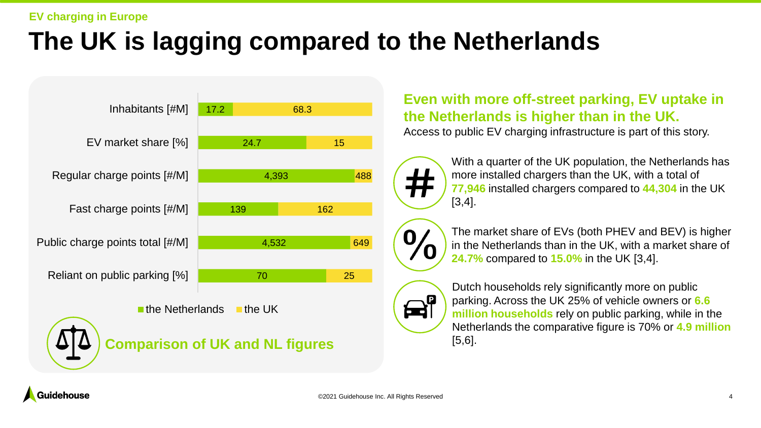EV charging in Europe

# The UK is lagging compared to the Netherlands

| | the Netherlands | the UK |
|---|---|---|
| Inhabitants [#M] | 17.2 | 68.3 |
| EV market share [%] | 24.7 | 15 |
| Regular charge points [#/M] | 4,393 | 488 |
| Fast charge points [#/M] | 139 | 162 |
| Public charge points total [#/M] | 4,532 | 649 |
| Reliant on public parking [%] | 70 | 25 |

**Comparison of UK and NL figures**

## Even with more off-street parking, EV uptake in the Netherlands is higher than in the UK.

Access to public EV charging infrastructure is part of this story.

With a quarter of the UK population, the Netherlands has more installed chargers than the UK, with a total of **77,946** installed chargers compared to **44,304** in the UK [3,4].

The market share of EVs (both PHEV and BEV) is higher in the Netherlands than in the UK, with a market share of **24.7%** compared to **15.0%** in the UK [3,4].

Dutch households rely significantly more on public parking. Across the UK 25% of vehicle owners or **6.6 million households** rely on public parking, while in the Netherlands the comparative figure is 70% or **4.9 million** [5,6].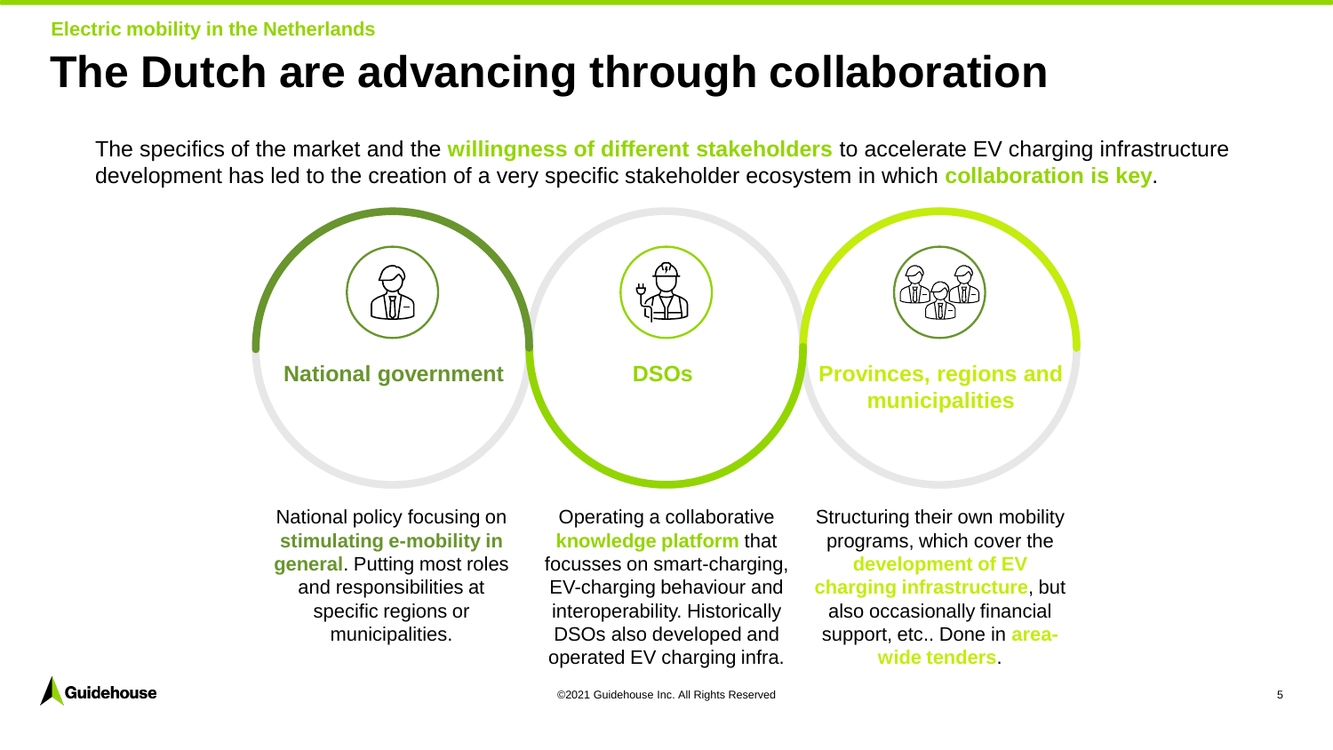Electric mobility in the Netherlands

# The Dutch are advancing through collaboration

The specifics of the market and the **willingness of different stakeholders** to accelerate EV charging infrastructure development has led to the creation of a very specific stakeholder ecosystem in which **collaboration is key**.

### National government

National policy focusing on **stimulating e-mobility in general**. Putting most roles and responsibilities at specific regions or municipalities.

### DSOs

Operating a collaborative **knowledge platform** that focusses on smart-charging, EV-charging behaviour and interoperability. Historically DSOs also developed and operated EV charging infra.

### Provinces, regions and municipalities

Structuring their own mobility programs, which cover the **development of EV charging infrastructure**, but also occasionally financial support, etc.. Done in **area-wide tenders**.

©2021 Guidehouse Inc. All Rights Reserved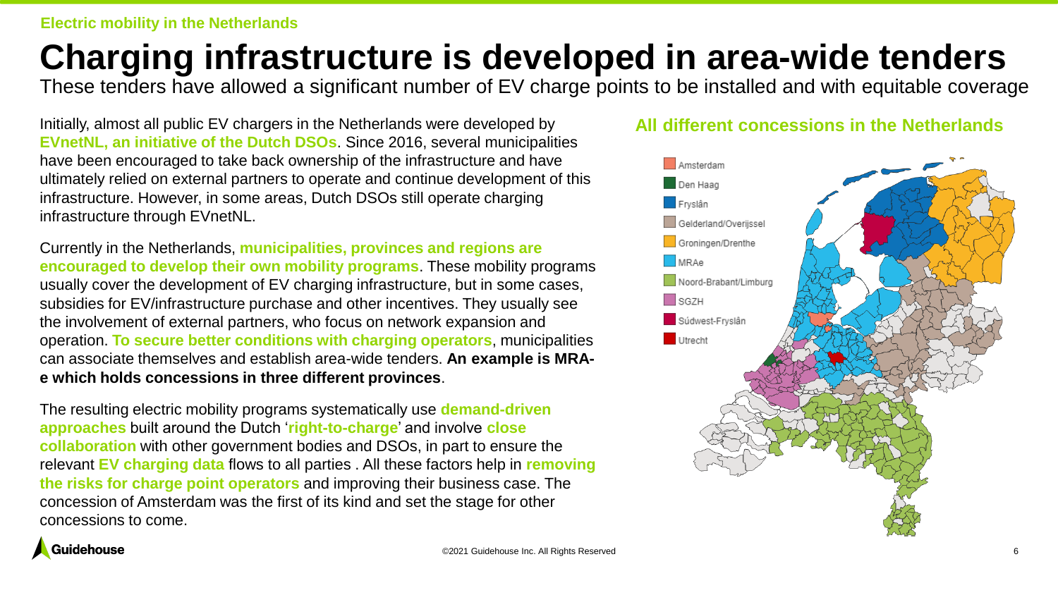Electric mobility in the Netherlands

# Charging infrastructure is developed in area-wide tenders

These tenders have allowed a significant number of EV charge points to be installed and with equitable coverage

Initially, almost all public EV chargers in the Netherlands were developed by **EVnetNL, an initiative of the Dutch DSOs**. Since 2016, several municipalities have been encouraged to take back ownership of the infrastructure and have ultimately relied on external partners to operate and continue development of this infrastructure. However, in some areas, Dutch DSOs still operate charging infrastructure through EVnetNL.

Currently in the Netherlands, **municipalities, provinces and regions are encouraged to develop their own mobility programs**. These mobility programs usually cover the development of EV charging infrastructure, but in some cases, subsidies for EV/infrastructure purchase and other incentives. They usually see the involvement of external partners, who focus on network expansion and operation. **To secure better conditions with charging operators**, municipalities can associate themselves and establish area-wide tenders. **An example is MRA-e which holds concessions in three different provinces**.

The resulting electric mobility programs systematically use **demand-driven approaches** built around the Dutch '**right-to-charge**' and involve **close collaboration** with other government bodies and DSOs, in part to ensure the relevant **EV charging data** flows to all parties . All these factors help in **removing the risks for charge point operators** and improving their business case. The concession of Amsterdam was the first of its kind and set the stage for other concessions to come.

## All different concessions in the Netherlands

- Amsterdam
- Den Haag
- Fryslân
- Gelderland/Overijssel
- Groningen/Drenthe
- MRAe
- Noord-Brabant/Limburg
- SGZH
- Súdwest-Fryslân
- Utrecht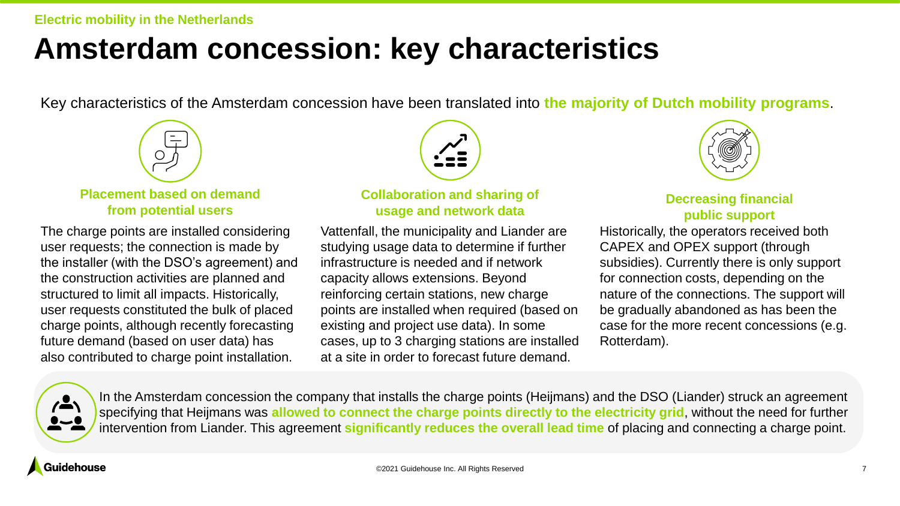Electric mobility in the Netherlands

# Amsterdam concession: key characteristics

Key characteristics of the Amsterdam concession have been translated into **the majority of Dutch mobility programs**.

### Placement based on demand from potential users

The charge points are installed considering user requests; the connection is made by the installer (with the DSO's agreement) and the construction activities are planned and structured to limit all impacts. Historically, user requests constituted the bulk of placed charge points, although recently forecasting future demand (based on user data) has also contributed to charge point installation.

### Collaboration and sharing of usage and network data

Vattenfall, the municipality and Liander are studying usage data to determine if further infrastructure is needed and if network capacity allows extensions. Beyond reinforcing certain stations, new charge points are installed when required (based on existing and project use data). In some cases, up to 3 charging stations are installed at a site in order to forecast future demand.

### Decreasing financial public support

Historically, the operators received both CAPEX and OPEX support (through subsidies). Currently there is only support for connection costs, depending on the nature of the connections. The support will be gradually abandoned as has been the case for the more recent concessions (e.g. Rotterdam).

In the Amsterdam concession the company that installs the charge points (Heijmans) and the DSO (Liander) struck an agreement specifying that Heijmans was **allowed to connect the charge points directly to the electricity grid**, without the need for further intervention from Liander. This agreement **significantly reduces the overall lead time** of placing and connecting a charge point.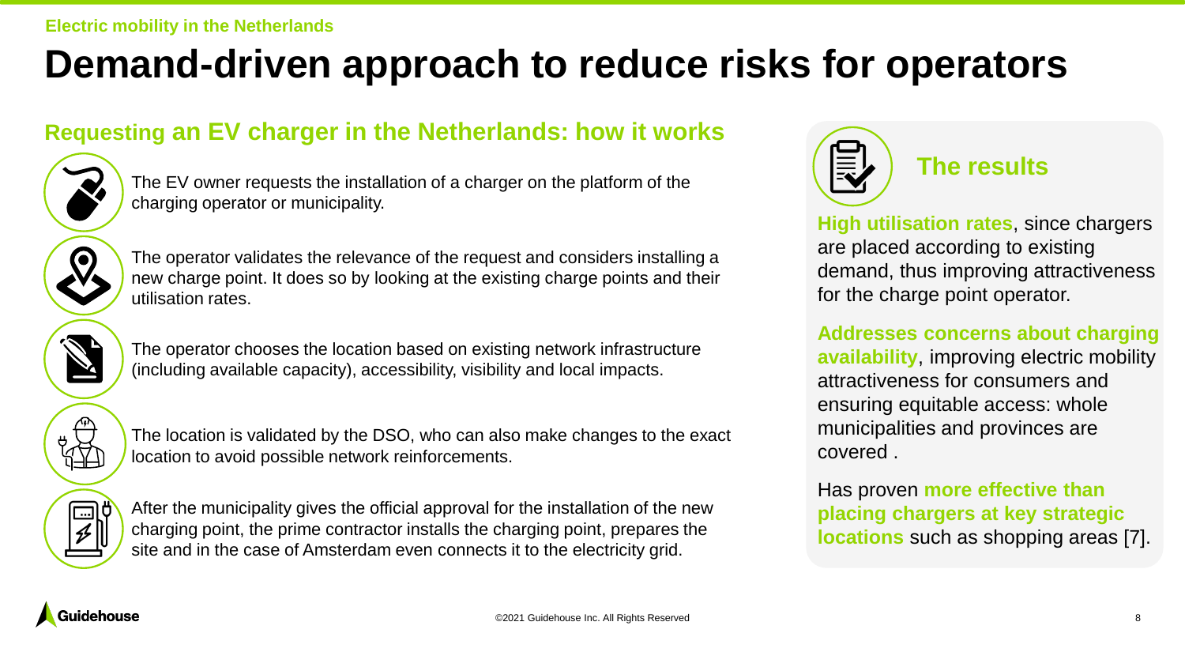Electric mobility in the Netherlands

# Demand-driven approach to reduce risks for operators

## Requesting an EV charger in the Netherlands: how it works

- The EV owner requests the installation of a charger on the platform of the charging operator or municipality.
- The operator validates the relevance of the request and considers installing a new charge point. It does so by looking at the existing charge points and their utilisation rates.
- The operator chooses the location based on existing network infrastructure (including available capacity), accessibility, visibility and local impacts.
- The location is validated by the DSO, who can also make changes to the exact location to avoid possible network reinforcements.
- After the municipality gives the official approval for the installation of the new charging point, the prime contractor installs the charging point, prepares the site and in the case of Amsterdam even connects it to the electricity grid.

## The results

**High utilisation rates**, since chargers are placed according to existing demand, thus improving attractiveness for the charge point operator.

**Addresses concerns about charging availability**, improving electric mobility attractiveness for consumers and ensuring equitable access: whole municipalities and provinces are covered .

Has proven **more effective than placing chargers at key strategic locations** such as shopping areas [7].

©2021 Guidehouse Inc. All Rights Reserved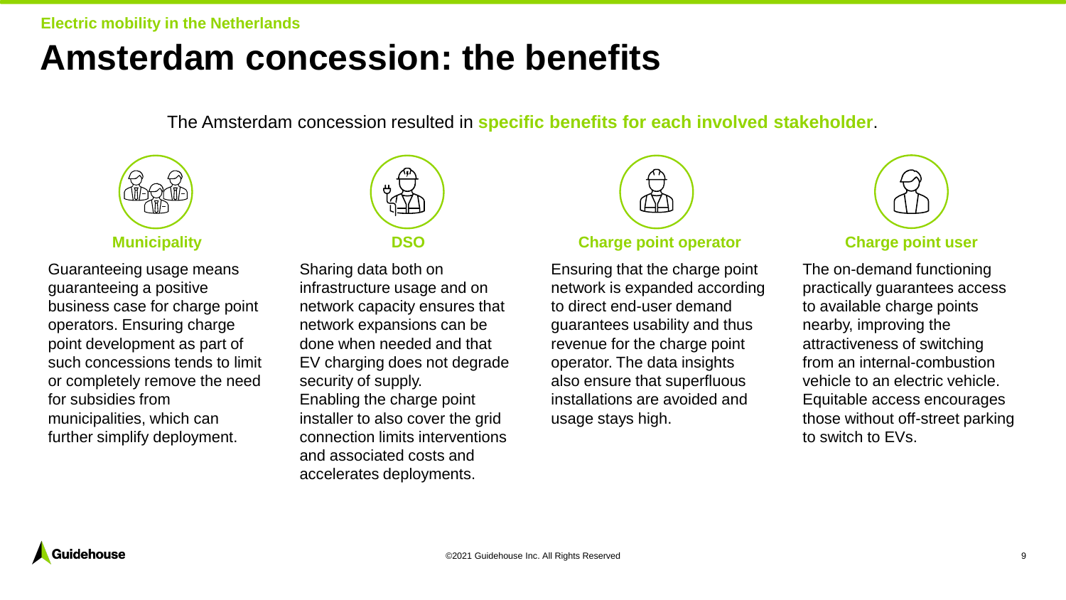Electric mobility in the Netherlands

# Amsterdam concession: the benefits

The Amsterdam concession resulted in **specific benefits for each involved stakeholder**.

### Municipality

Guaranteeing usage means guaranteeing a positive business case for charge point operators. Ensuring charge point development as part of such concessions tends to limit or completely remove the need for subsidies from municipalities, which can further simplify deployment.

### DSO

Sharing data both on infrastructure usage and on network capacity ensures that network expansions can be done when needed and that EV charging does not degrade security of supply.
Enabling the charge point installer to also cover the grid connection limits interventions and associated costs and accelerates deployments.

### Charge point operator

Ensuring that the charge point network is expanded according to direct end-user demand guarantees usability and thus revenue for the charge point operator. The data insights also ensure that superfluous installations are avoided and usage stays high.

### Charge point user

The on-demand functioning practically guarantees access to available charge points nearby, improving the attractiveness of switching from an internal-combustion vehicle to an electric vehicle. Equitable access encourages those without off-street parking to switch to EVs.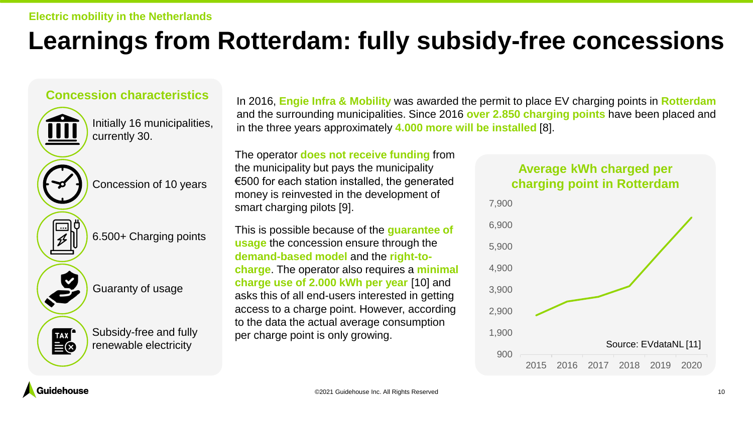Electric mobility in the Netherlands

# Learnings from Rotterdam: fully subsidy-free concessions

## Concession characteristics

- Initially 16 municipalities, currently 30.
- Concession of 10 years
- 6.500+ Charging points
- Guaranty of usage
- Subsidy-free and fully renewable electricity

In 2016, **Engie Infra & Mobility** was awarded the permit to place EV charging points in **Rotterdam** and the surrounding municipalities. Since 2016 **over 2.850 charging points** have been placed and in the three years approximately **4.000 more will be installed** [8].

The operator **does not receive funding** from the municipality but pays the municipality €500 for each station installed, the generated money is reinvested in the development of smart charging pilots [9].

This is possible because of the **guarantee of usage** the concession ensure through the **demand-based model** and the **right-to-charge**. The operator also requires a **minimal charge use of 2.000 kWh per year** [10] and asks this of all end-users interested in getting access to a charge point. However, according to the data the actual average consumption per charge point is only growing.

### Average kWh charged per charging point in Rotterdam

Y-axis: 900, 1,900, 2,900, 3,900, 4,900, 5,900, 6,900, 7,900
X-axis: 2015, 2016, 2017, 2018, 2019, 2020

Source: EVdataNL [11]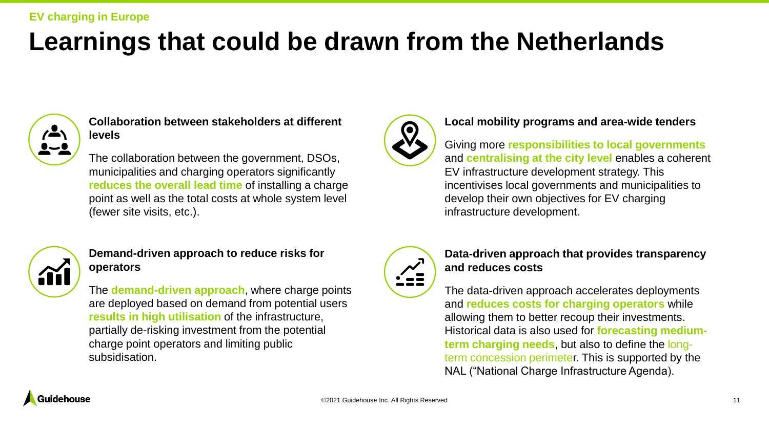EV charging in Europe

# Learnings that could be drawn from the Netherlands

### Collaboration between stakeholders at different levels

The collaboration between the government, DSOs, municipalities and charging operators significantly **reduces the overall lead time** of installing a charge point as well as the total costs at whole system level (fewer site visits, etc.).

### Local mobility programs and area-wide tenders

Giving more **responsibilities to local governments** and **centralising at the city level** enables a coherent EV infrastructure development strategy. This incentivises local governments and municipalities to develop their own objectives for EV charging infrastructure development.

### Demand-driven approach to reduce risks for operators

The **demand-driven approach**, where charge points are deployed based on demand from potential users **results in high utilisation** of the infrastructure, partially de-risking investment from the potential charge point operators and limiting public subsidisation.

### Data-driven approach that provides transparency and reduces costs

The data-driven approach accelerates deployments and **reduces costs for charging operators** while allowing them to better recoup their investments. Historical data is also used for **forecasting medium-term charging needs**, but also to define the long-term concession perimeter. This is supported by the NAL ("National Charge Infrastructure Agenda).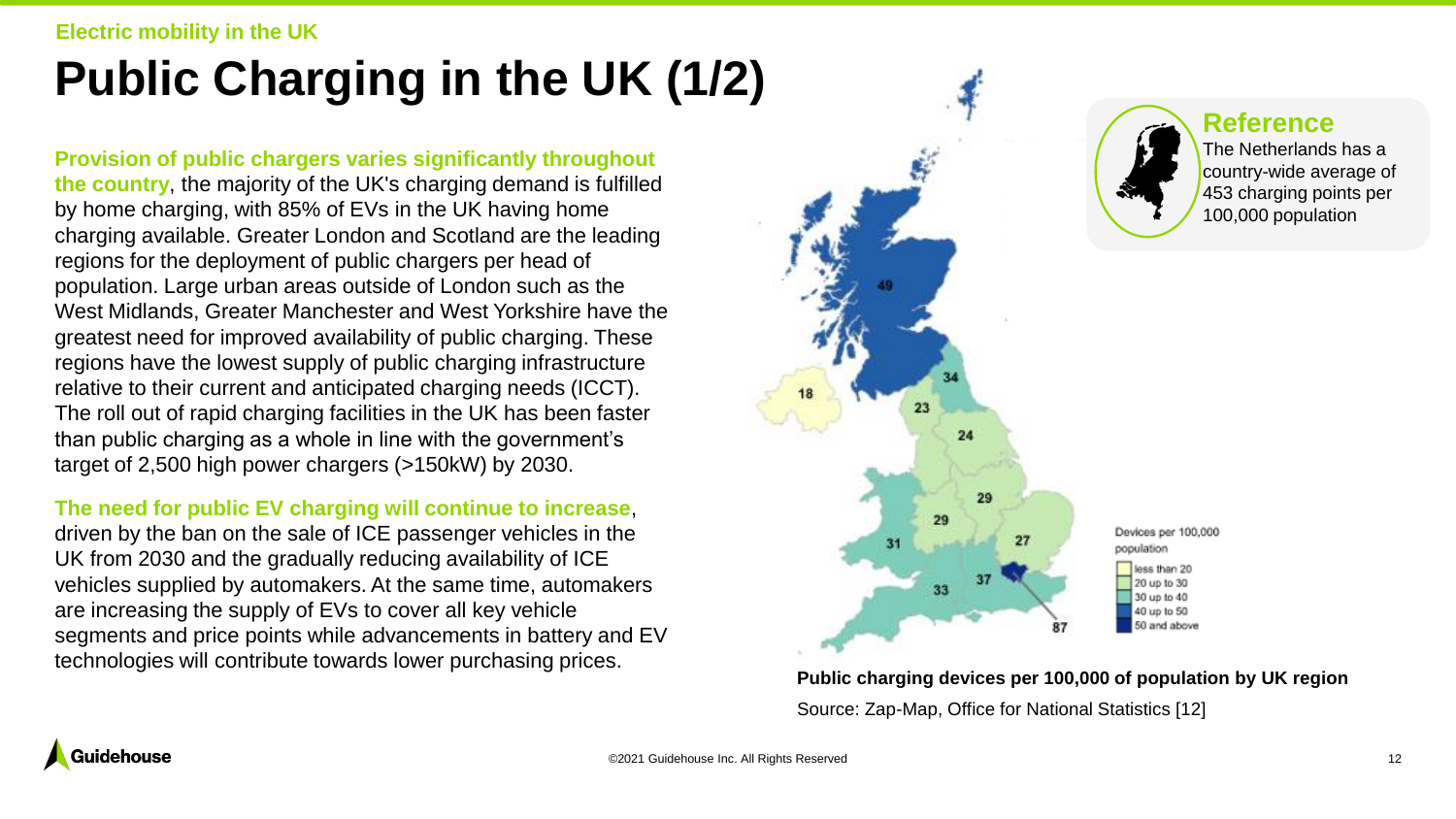Electric mobility in the UK

# Public Charging in the UK (1/2)

**Provision of public chargers varies significantly throughout the country**, the majority of the UK's charging demand is fulfilled by home charging, with 85% of EVs in the UK having home charging available. Greater London and Scotland are the leading regions for the deployment of public chargers per head of population. Large urban areas outside of London such as the West Midlands, Greater Manchester and West Yorkshire have the greatest need for improved availability of public charging. These regions have the lowest supply of public charging infrastructure relative to their current and anticipated charging needs (ICCT). The roll out of rapid charging facilities in the UK has been faster than public charging as a whole in line with the government's target of 2,500 high power chargers (>150kW) by 2030.

**The need for public EV charging will continue to increase**, driven by the ban on the sale of ICE passenger vehicles in the UK from 2030 and the gradually reducing availability of ICE vehicles supplied by automakers. At the same time, automakers are increasing the supply of EVs to cover all key vehicle segments and price points while advancements in battery and EV technologies will contribute towards lower purchasing prices.

**Reference**

The Netherlands has a country-wide average of 453 charging points per 100,000 population

Devices per 100,000 population

- less than 20
- 20 up to 30
- 30 up to 40
- 40 up to 50
- 50 and above

**Public charging devices per 100,000 of population by UK region**

Source: Zap-Map, Office for National Statistics [12]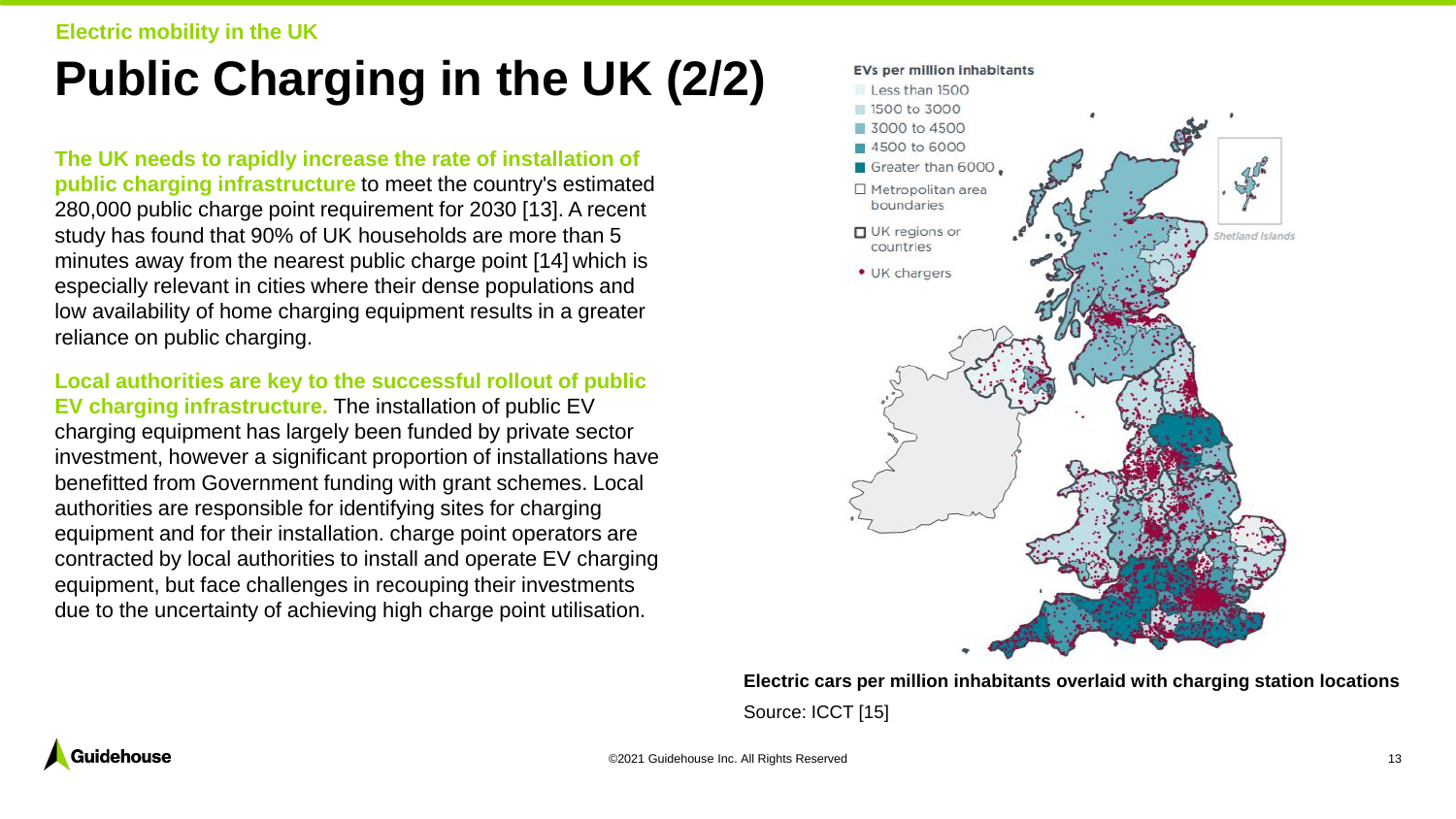Electric mobility in the UK

# Public Charging in the UK (2/2)

**The UK needs to rapidly increase the rate of installation of public charging infrastructure** to meet the country's estimated 280,000 public charge point requirement for 2030 [13]. A recent study has found that 90% of UK households are more than 5 minutes away from the nearest public charge point [14] which is especially relevant in cities where their dense populations and low availability of home charging equipment results in a greater reliance on public charging.

**Local authorities are key to the successful rollout of public EV charging infrastructure.** The installation of public EV charging equipment has largely been funded by private sector investment, however a significant proportion of installations have benefitted from Government funding with grant schemes. Local authorities are responsible for identifying sites for charging equipment and for their installation. charge point operators are contracted by local authorities to install and operate EV charging equipment, but face challenges in recouping their investments due to the uncertainty of achieving high charge point utilisation.

EVs per million inhabitants

- Less than 1500
- 1500 to 3000
- 3000 to 4500
- 4500 to 6000
- Greater than 6000
- Metropolitan area boundaries
- UK regions or countries
- UK chargers

Shetland Islands

**Electric cars per million inhabitants overlaid with charging station locations**

Source: ICCT [15]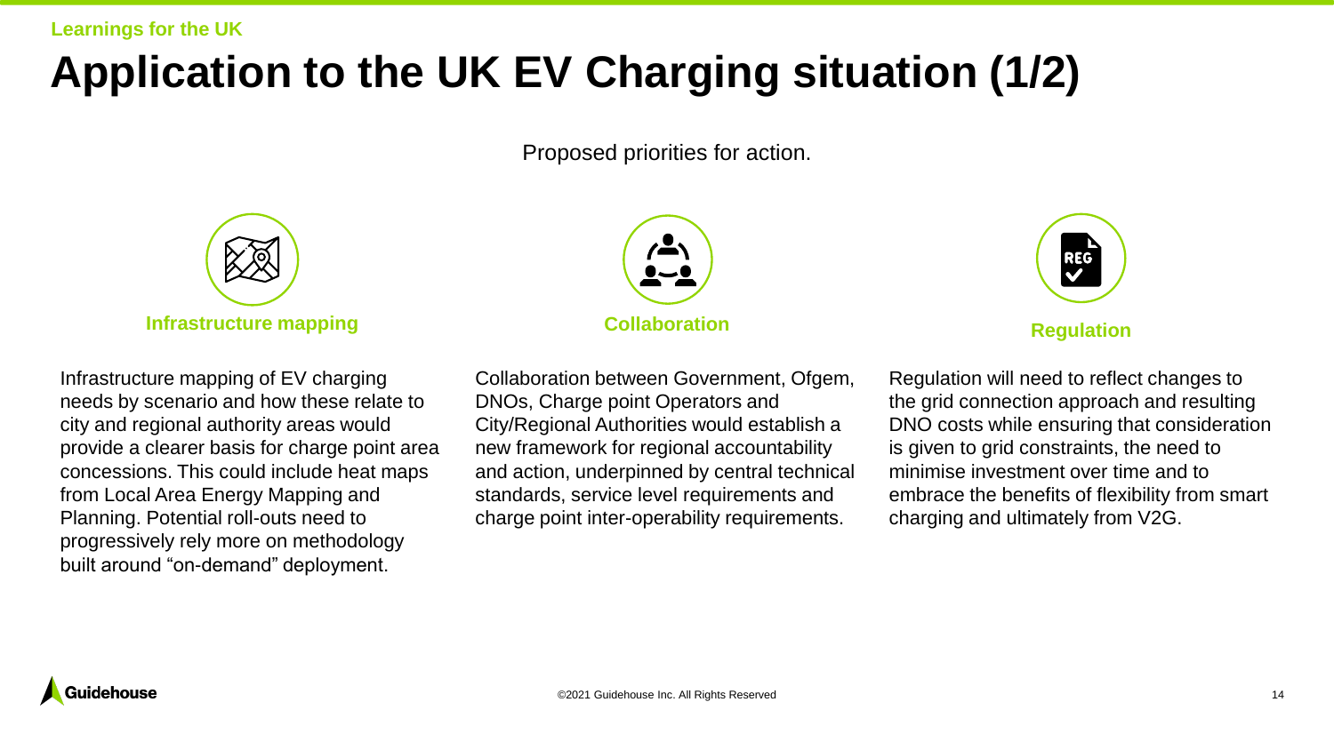Learnings for the UK

# Application to the UK EV Charging situation (1/2)

Proposed priorities for action.

### Infrastructure mapping

Infrastructure mapping of EV charging needs by scenario and how these relate to city and regional authority areas would provide a clearer basis for charge point area concessions. This could include heat maps from Local Area Energy Mapping and Planning. Potential roll-outs need to progressively rely more on methodology built around “on-demand” deployment.

### Collaboration

Collaboration between Government, Ofgem, DNOs, Charge point Operators and City/Regional Authorities would establish a new framework for regional accountability and action, underpinned by central technical standards, service level requirements and charge point inter-operability requirements.

### Regulation

Regulation will need to reflect changes to the grid connection approach and resulting DNO costs while ensuring that consideration is given to grid constraints, the need to minimise investment over time and to embrace the benefits of flexibility from smart charging and ultimately from V2G.

©2021 Guidehouse Inc. All Rights Reserved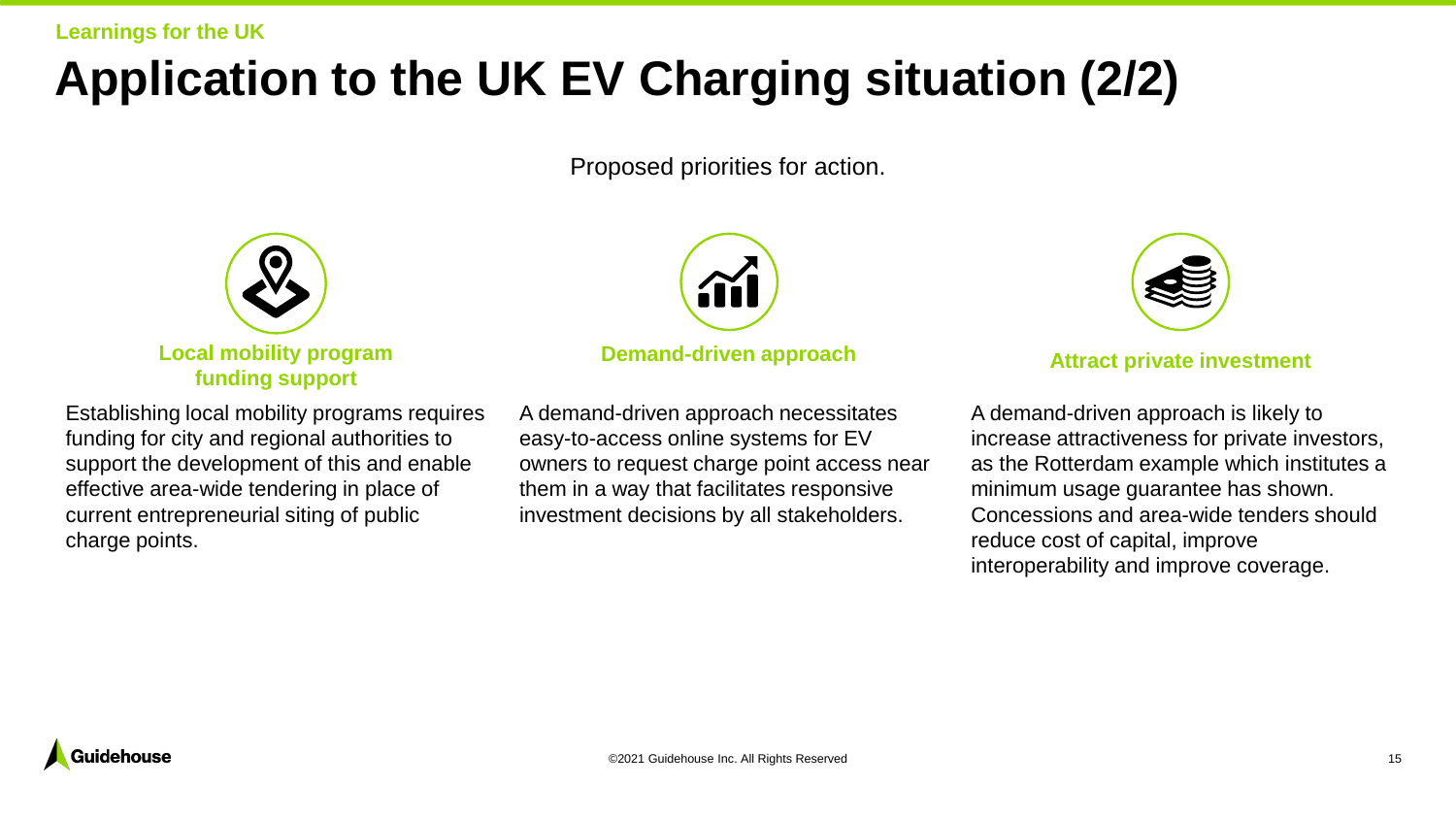Learnings for the UK

# Application to the UK EV Charging situation (2/2)

Proposed priorities for action.

### Local mobility program funding support

Establishing local mobility programs requires funding for city and regional authorities to support the development of this and enable effective area-wide tendering in place of current entrepreneurial siting of public charge points.

### Demand-driven approach

A demand-driven approach necessitates easy-to-access online systems for EV owners to request charge point access near them in a way that facilitates responsive investment decisions by all stakeholders.

### Attract private investment

A demand-driven approach is likely to increase attractiveness for private investors, as the Rotterdam example which institutes a minimum usage guarantee has shown. Concessions and area-wide tenders should reduce cost of capital, improve interoperability and improve coverage.

©2021 Guidehouse Inc. All Rights Reserved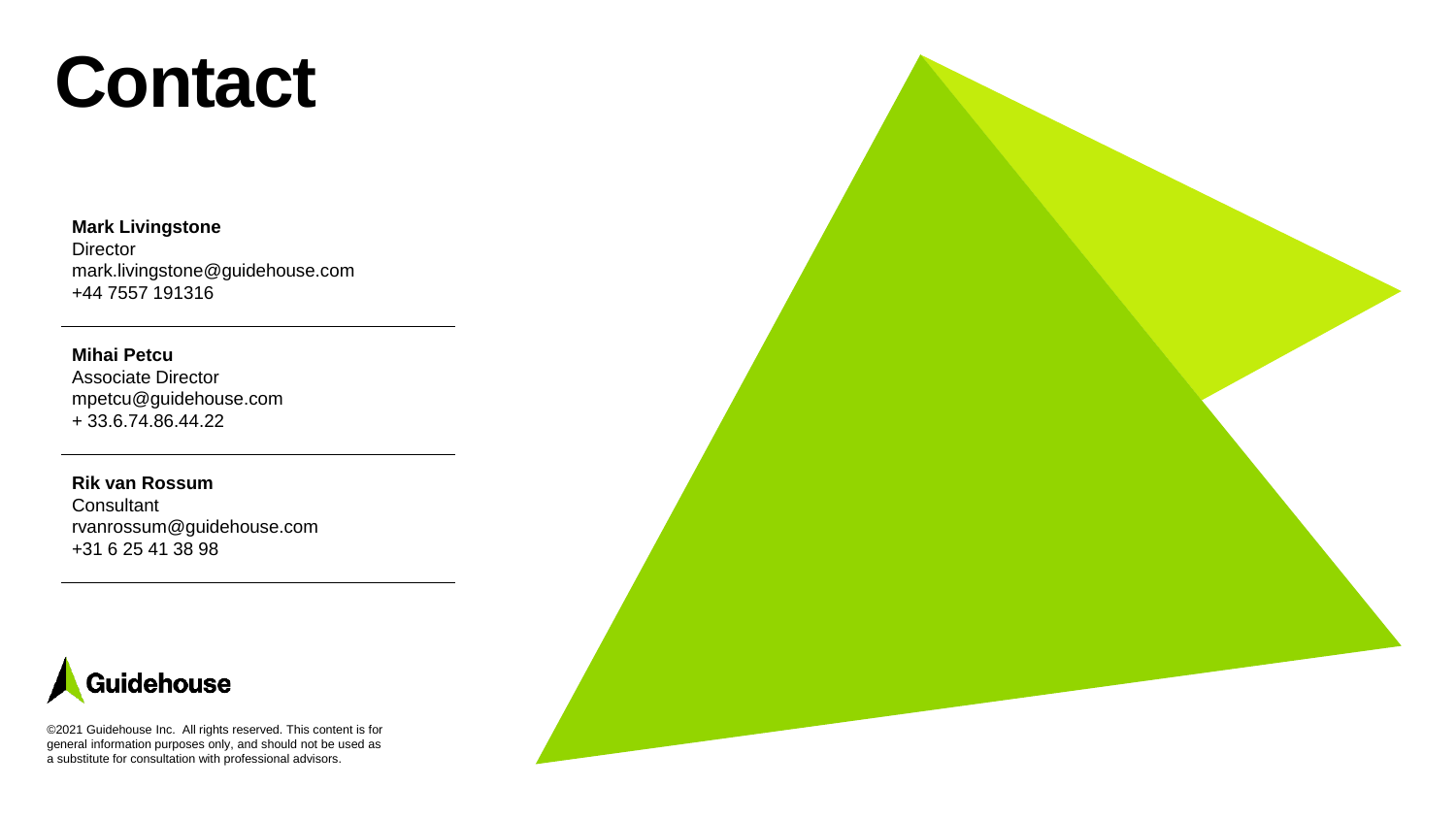# Contact

**Mark Livingstone**
Director
mark.livingstone@guidehouse.com
+44 7557 191316

---

**Mihai Petcu**
Associate Director
mpetcu@guidehouse.com
+ 33.6.74.86.44.22

---

**Rik van Rossum**
Consultant
rvanrossum@guidehouse.com
+31 6 25 41 38 98

---

Guidehouse

©2021 Guidehouse Inc. All rights reserved. This content is for general information purposes only, and should not be used as a substitute for consultation with professional advisors.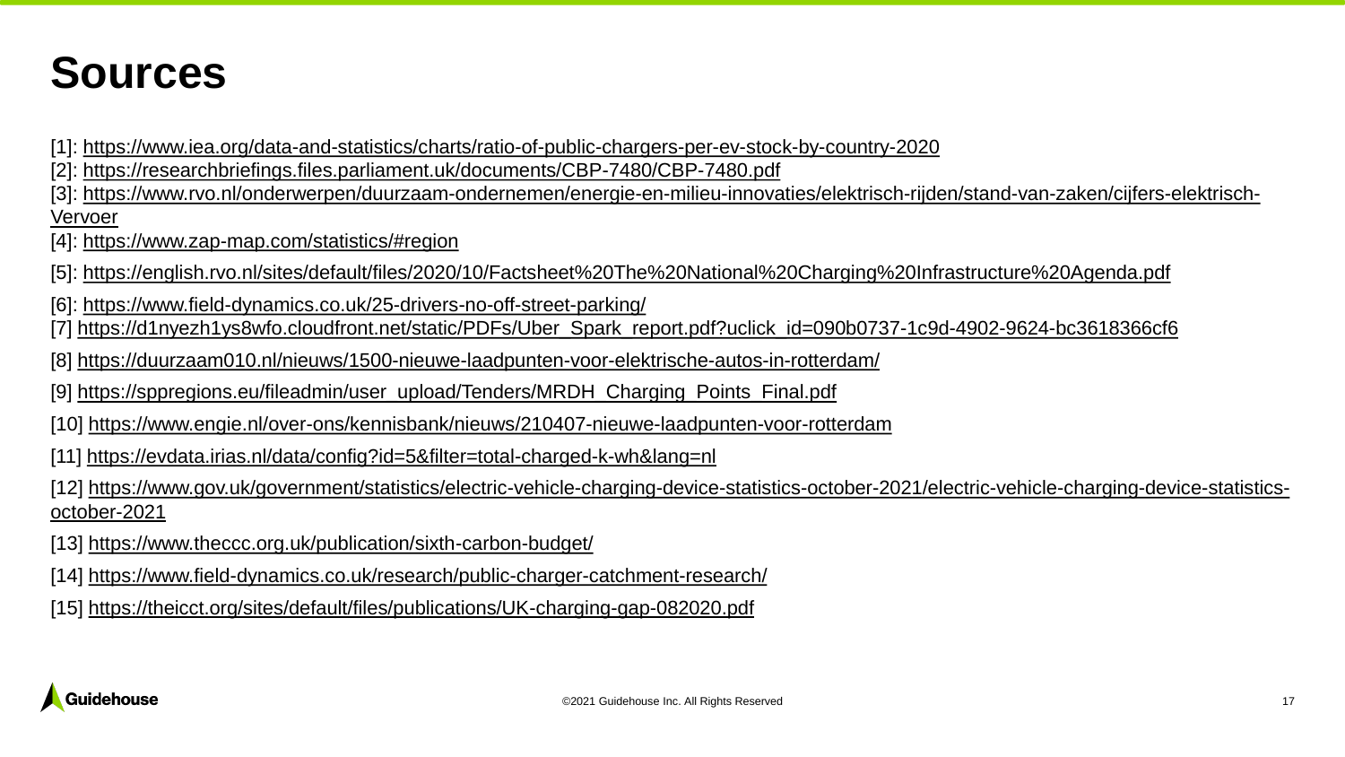# Sources

[1]: https://www.iea.org/data-and-statistics/charts/ratio-of-public-chargers-per-ev-stock-by-country-2020

[2]: https://researchbriefings.files.parliament.uk/documents/CBP-7480/CBP-7480.pdf

[3]: https://www.rvo.nl/onderwerpen/duurzaam-ondernemen/energie-en-milieu-innovaties/elektrisch-rijden/stand-van-zaken/cijfers-elektrisch-Vervoer

[4]: https://www.zap-map.com/statistics/#region

[5]: https://english.rvo.nl/sites/default/files/2020/10/Factsheet%20The%20National%20Charging%20Infrastructure%20Agenda.pdf

[6]: https://www.field-dynamics.co.uk/25-drivers-no-off-street-parking/

[7] https://d1nyezh1ys8wfo.cloudfront.net/static/PDFs/Uber_Spark_report.pdf?uclick_id=090b0737-1c9d-4902-9624-bc3618366cf6

[8] https://duurzaam010.nl/nieuws/1500-nieuwe-laadpunten-voor-elektrische-autos-in-rotterdam/

[9] https://sppregions.eu/fileadmin/user_upload/Tenders/MRDH_Charging_Points_Final.pdf

[10] https://www.engie.nl/over-ons/kennisbank/nieuws/210407-nieuwe-laadpunten-voor-rotterdam

[11] https://evdata.irias.nl/data/config?id=5&filter=total-charged-k-wh&lang=nl

[12] https://www.gov.uk/government/statistics/electric-vehicle-charging-device-statistics-october-2021/electric-vehicle-charging-device-statistics-october-2021

[13] https://www.theccc.org.uk/publication/sixth-carbon-budget/

[14] https://www.field-dynamics.co.uk/research/public-charger-catchment-research/

[15] https://theicct.org/sites/default/files/publications/UK-charging-gap-082020.pdf

Guidehouse

©2021 Guidehouse Inc. All Rights Reserved